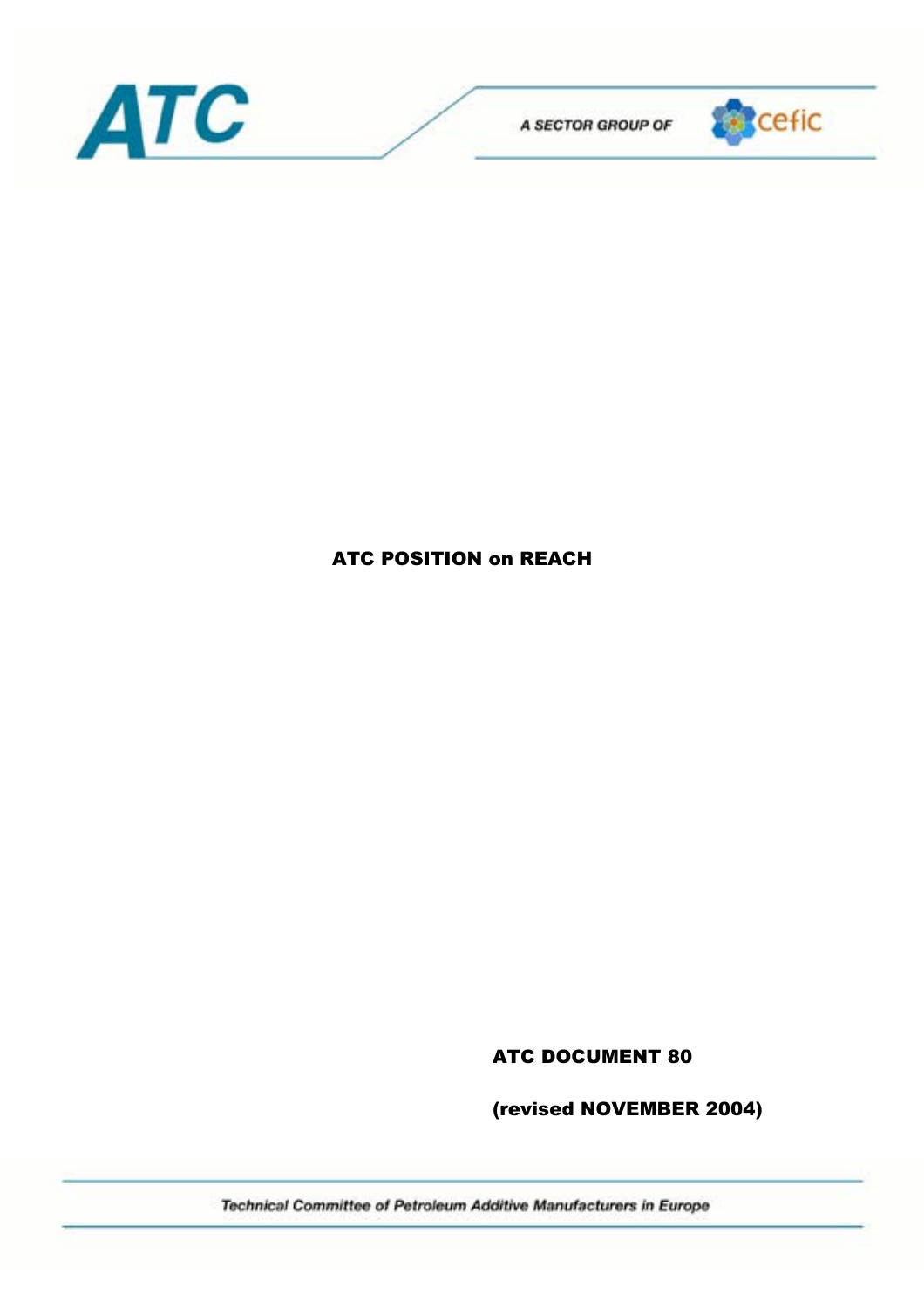ATC

A SECTOR GROUP OF cefic

# ATC POSITION on REACH

**ATC DOCUMENT 80**

**(revised NOVEMBER 2004)**

*Technical Committee of Petroleum Additive Manufacturers in Europe*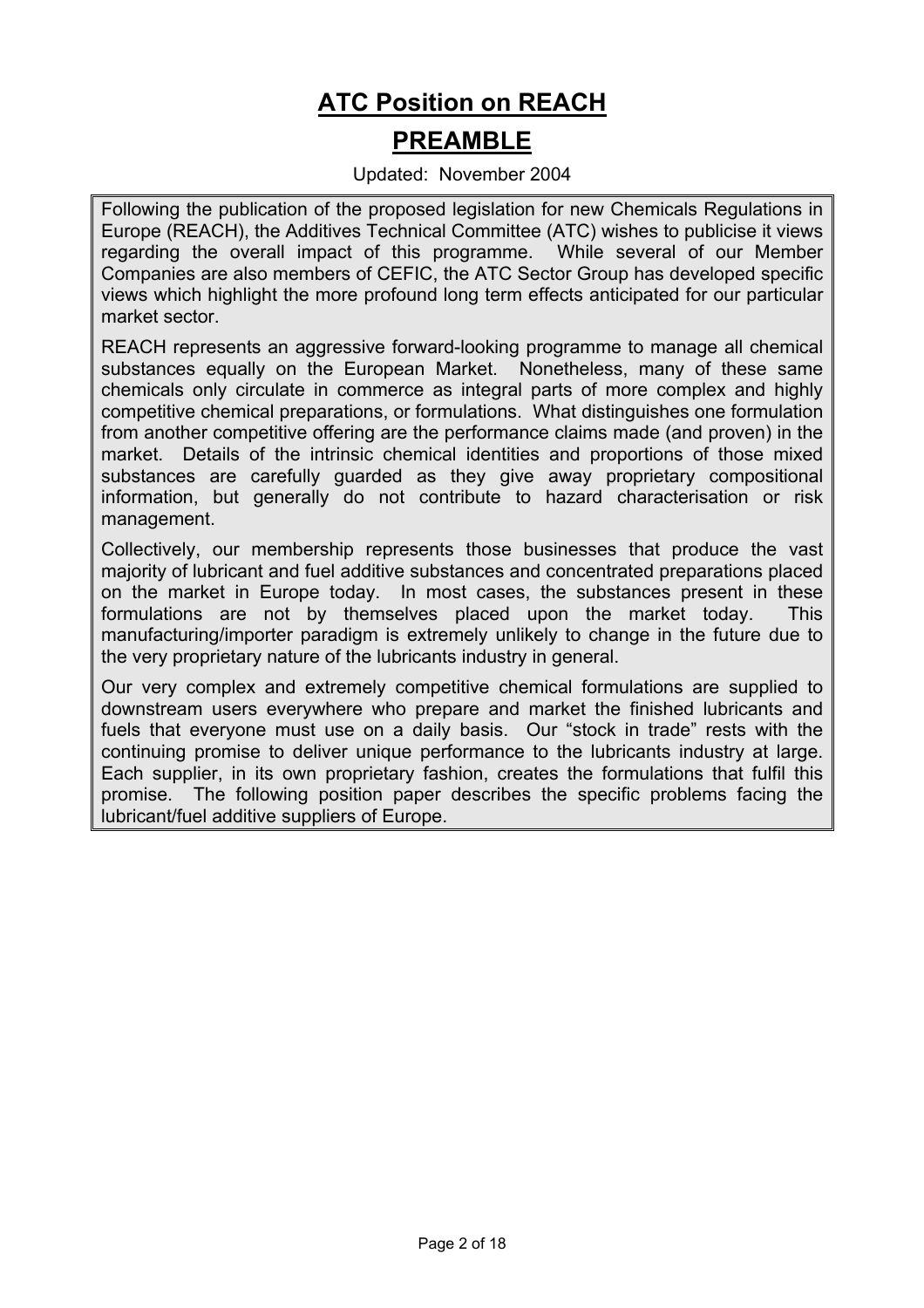# ATC Position on REACH

## PREAMBLE

Updated: November 2004

Following the publication of the proposed legislation for new Chemicals Regulations in Europe (REACH), the Additives Technical Committee (ATC) wishes to publicise it views regarding the overall impact of this programme. While several of our Member Companies are also members of CEFIC, the ATC Sector Group has developed specific views which highlight the more profound long term effects anticipated for our particular market sector.

REACH represents an aggressive forward-looking programme to manage all chemical substances equally on the European Market. Nonetheless, many of these same chemicals only circulate in commerce as integral parts of more complex and highly competitive chemical preparations, or formulations. What distinguishes one formulation from another competitive offering are the performance claims made (and proven) in the market. Details of the intrinsic chemical identities and proportions of those mixed substances are carefully guarded as they give away proprietary compositional information, but generally do not contribute to hazard characterisation or risk management.

Collectively, our membership represents those businesses that produce the vast majority of lubricant and fuel additive substances and concentrated preparations placed on the market in Europe today. In most cases, the substances present in these formulations are not by themselves placed upon the market today. This manufacturing/importer paradigm is extremely unlikely to change in the future due to the very proprietary nature of the lubricants industry in general.

Our very complex and extremely competitive chemical formulations are supplied to downstream users everywhere who prepare and market the finished lubricants and fuels that everyone must use on a daily basis. Our "stock in trade" rests with the continuing promise to deliver unique performance to the lubricants industry at large. Each supplier, in its own proprietary fashion, creates the formulations that fulfil this promise. The following position paper describes the specific problems facing the lubricant/fuel additive suppliers of Europe.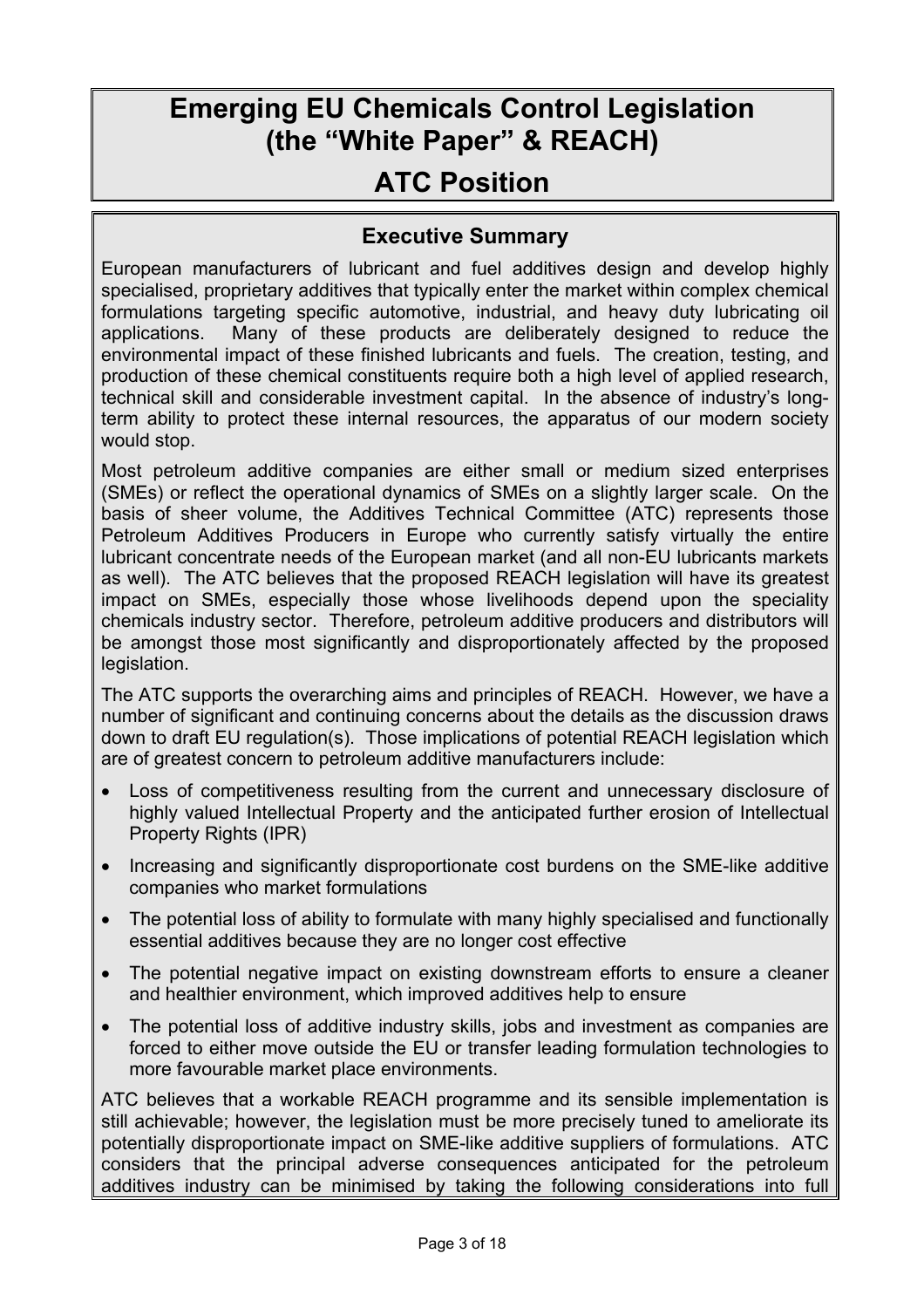# Emerging EU Chemicals Control Legislation (the "White Paper" & REACH)

# ATC Position

## Executive Summary

European manufacturers of lubricant and fuel additives design and develop highly specialised, proprietary additives that typically enter the market within complex chemical formulations targeting specific automotive, industrial, and heavy duty lubricating oil applications. Many of these products are deliberately designed to reduce the environmental impact of these finished lubricants and fuels. The creation, testing, and production of these chemical constituents require both a high level of applied research, technical skill and considerable investment capital. In the absence of industry's long-term ability to protect these internal resources, the apparatus of our modern society would stop.

Most petroleum additive companies are either small or medium sized enterprises (SMEs) or reflect the operational dynamics of SMEs on a slightly larger scale. On the basis of sheer volume, the Additives Technical Committee (ATC) represents those Petroleum Additives Producers in Europe who currently satisfy virtually the entire lubricant concentrate needs of the European market (and all non-EU lubricants markets as well). The ATC believes that the proposed REACH legislation will have its greatest impact on SMEs, especially those whose livelihoods depend upon the speciality chemicals industry sector. Therefore, petroleum additive producers and distributors will be amongst those most significantly and disproportionately affected by the proposed legislation.

The ATC supports the overarching aims and principles of REACH. However, we have a number of significant and continuing concerns about the details as the discussion draws down to draft EU regulation(s). Those implications of potential REACH legislation which are of greatest concern to petroleum additive manufacturers include:

- Loss of competitiveness resulting from the current and unnecessary disclosure of highly valued Intellectual Property and the anticipated further erosion of Intellectual Property Rights (IPR)
- Increasing and significantly disproportionate cost burdens on the SME-like additive companies who market formulations
- The potential loss of ability to formulate with many highly specialised and functionally essential additives because they are no longer cost effective
- The potential negative impact on existing downstream efforts to ensure a cleaner and healthier environment, which improved additives help to ensure
- The potential loss of additive industry skills, jobs and investment as companies are forced to either move outside the EU or transfer leading formulation technologies to more favourable market place environments.

ATC believes that a workable REACH programme and its sensible implementation is still achievable; however, the legislation must be more precisely tuned to ameliorate its potentially disproportionate impact on SME-like additive suppliers of formulations. ATC considers that the principal adverse consequences anticipated for the petroleum additives industry can be minimised by taking the following considerations into full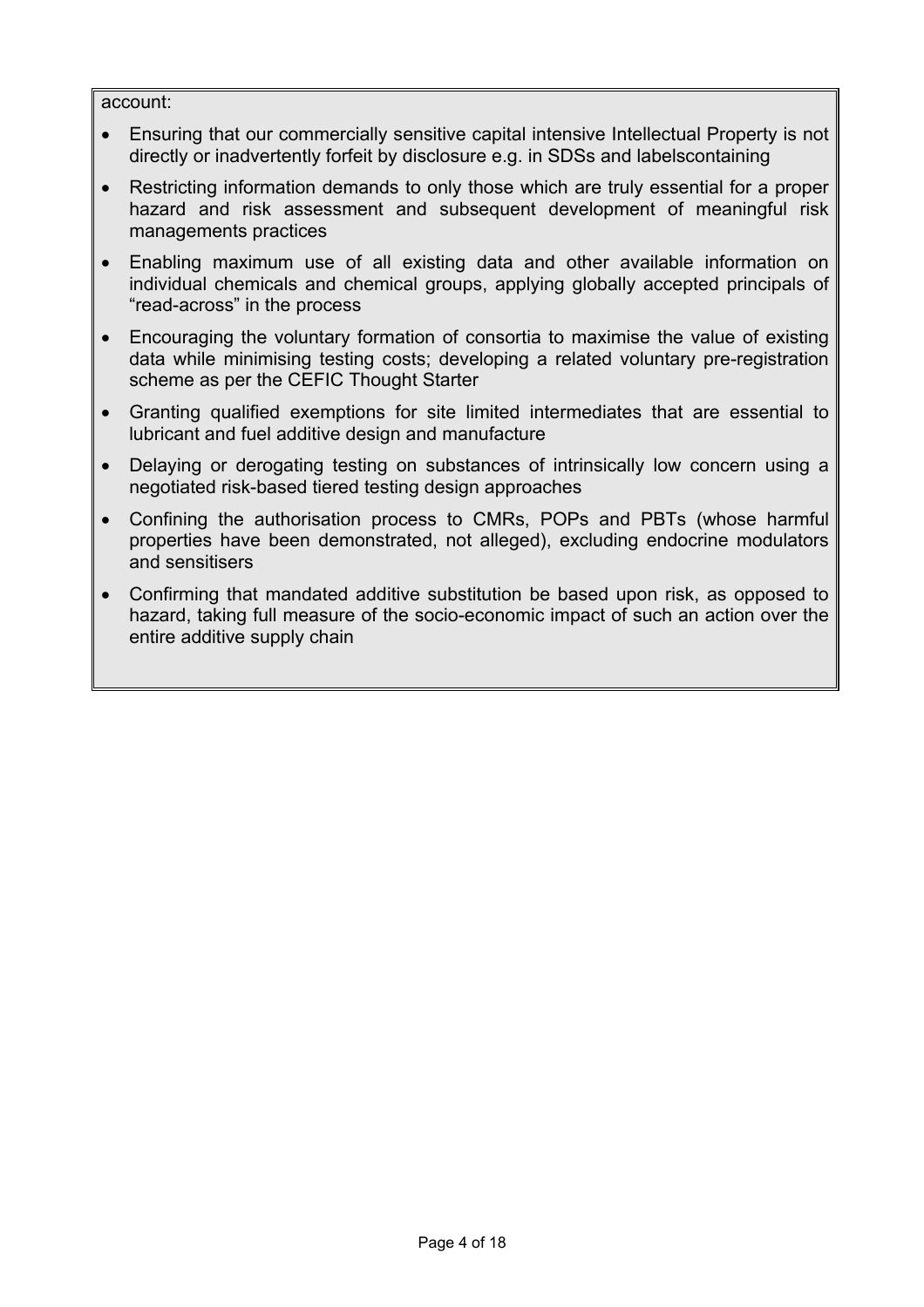account:

- Ensuring that our commercially sensitive capital intensive Intellectual Property is not directly or inadvertently forfeit by disclosure e.g. in SDSs and labelscontaining
- Restricting information demands to only those which are truly essential for a proper hazard and risk assessment and subsequent development of meaningful risk managements practices
- Enabling maximum use of all existing data and other available information on individual chemicals and chemical groups, applying globally accepted principals of "read-across" in the process
- Encouraging the voluntary formation of consortia to maximise the value of existing data while minimising testing costs; developing a related voluntary pre-registration scheme as per the CEFIC Thought Starter
- Granting qualified exemptions for site limited intermediates that are essential to lubricant and fuel additive design and manufacture
- Delaying or derogating testing on substances of intrinsically low concern using a negotiated risk-based tiered testing design approaches
- Confining the authorisation process to CMRs, POPs and PBTs (whose harmful properties have been demonstrated, not alleged), excluding endocrine modulators and sensitisers
- Confirming that mandated additive substitution be based upon risk, as opposed to hazard, taking full measure of the socio-economic impact of such an action over the entire additive supply chain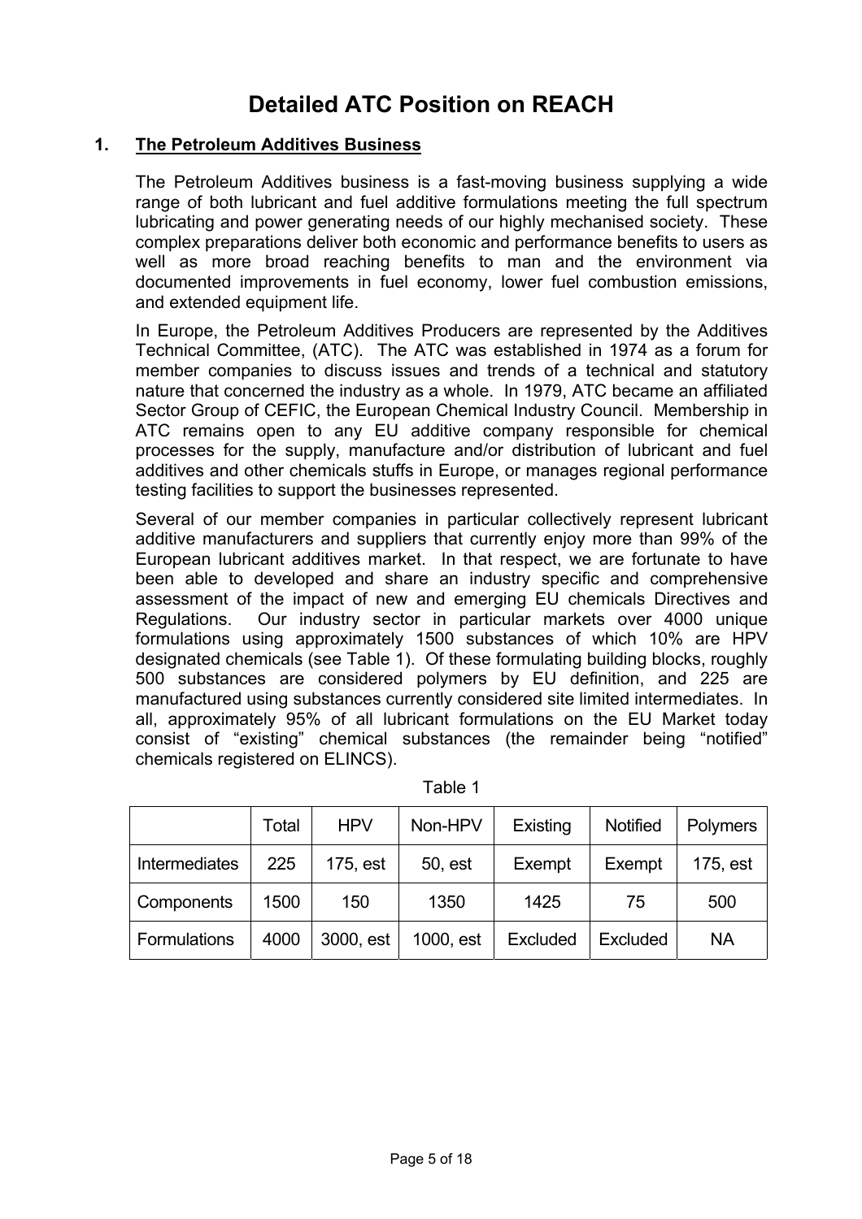# Detailed ATC Position on REACH

## 1. The Petroleum Additives Business

The Petroleum Additives business is a fast-moving business supplying a wide range of both lubricant and fuel additive formulations meeting the full spectrum lubricating and power generating needs of our highly mechanised society. These complex preparations deliver both economic and performance benefits to users as well as more broad reaching benefits to man and the environment via documented improvements in fuel economy, lower fuel combustion emissions, and extended equipment life.

In Europe, the Petroleum Additives Producers are represented by the Additives Technical Committee, (ATC). The ATC was established in 1974 as a forum for member companies to discuss issues and trends of a technical and statutory nature that concerned the industry as a whole. In 1979, ATC became an affiliated Sector Group of CEFIC, the European Chemical Industry Council. Membership in ATC remains open to any EU additive company responsible for chemical processes for the supply, manufacture and/or distribution of lubricant and fuel additives and other chemicals stuffs in Europe, or manages regional performance testing facilities to support the businesses represented.

Several of our member companies in particular collectively represent lubricant additive manufacturers and suppliers that currently enjoy more than 99% of the European lubricant additives market. In that respect, we are fortunate to have been able to developed and share an industry specific and comprehensive assessment of the impact of new and emerging EU chemicals Directives and Regulations. Our industry sector in particular markets over 4000 unique formulations using approximately 1500 substances of which 10% are HPV designated chemicals (see Table 1). Of these formulating building blocks, roughly 500 substances are considered polymers by EU definition, and 225 are manufactured using substances currently considered site limited intermediates. In all, approximately 95% of all lubricant formulations on the EU Market today consist of "existing" chemical substances (the remainder being "notified" chemicals registered on ELINCS).

Table 1

| | Total | HPV | Non-HPV | Existing | Notified | Polymers |
|---|---|---|---|---|---|---|
| Intermediates | 225 | 175, est | 50, est | Exempt | Exempt | 175, est |
| Components | 1500 | 150 | 1350 | 1425 | 75 | 500 |
| Formulations | 4000 | 3000, est | 1000, est | Excluded | Excluded | NA |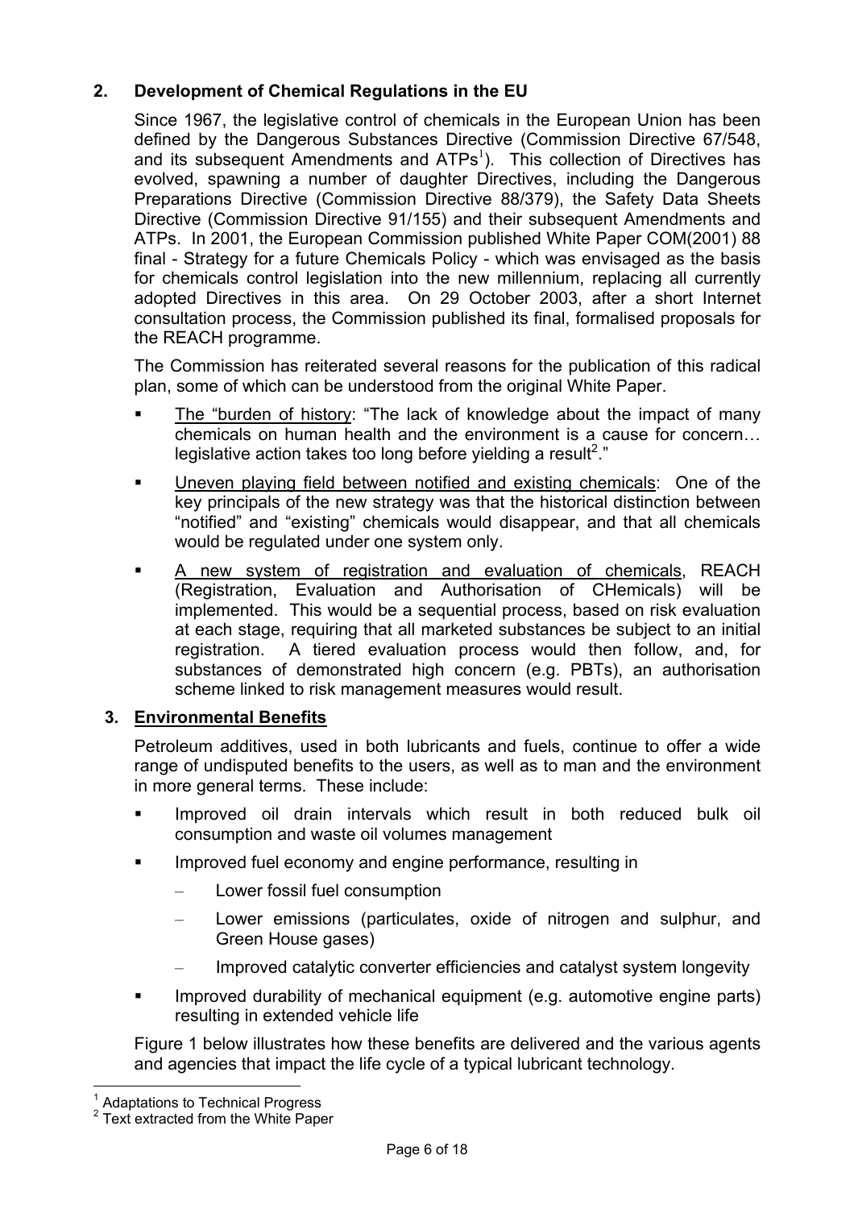## 2. Development of Chemical Regulations in the EU

Since 1967, the legislative control of chemicals in the European Union has been defined by the Dangerous Substances Directive (Commission Directive 67/548, and its subsequent Amendments and ATPs[1]). This collection of Directives has evolved, spawning a number of daughter Directives, including the Dangerous Preparations Directive (Commission Directive 88/379), the Safety Data Sheets Directive (Commission Directive 91/155) and their subsequent Amendments and ATPs. In 2001, the European Commission published White Paper COM(2001) 88 final - Strategy for a future Chemicals Policy - which was envisaged as the basis for chemicals control legislation into the new millennium, replacing all currently adopted Directives in this area. On 29 October 2003, after a short Internet consultation process, the Commission published its final, formalised proposals for the REACH programme.

The Commission has reiterated several reasons for the publication of this radical plan, some of which can be understood from the original White Paper.

- <u>The "burden of history</u>: "The lack of knowledge about the impact of many chemicals on human health and the environment is a cause for concern… legislative action takes too long before yielding a result[2]."
- <u>Uneven playing field between notified and existing chemicals</u>: One of the key principals of the new strategy was that the historical distinction between "notified" and "existing" chemicals would disappear, and that all chemicals would be regulated under one system only.
- <u>A new system of registration and evaluation of chemicals</u>, REACH (Registration, Evaluation and Authorisation of CHemicals) will be implemented. This would be a sequential process, based on risk evaluation at each stage, requiring that all marketed substances be subject to an initial registration. A tiered evaluation process would then follow, and, for substances of demonstrated high concern (e.g. PBTs), an authorisation scheme linked to risk management measures would result.

## 3. <u>Environmental Benefits</u>

Petroleum additives, used in both lubricants and fuels, continue to offer a wide range of undisputed benefits to the users, as well as to man and the environment in more general terms. These include:

- Improved oil drain intervals which result in both reduced bulk oil consumption and waste oil volumes management
- Improved fuel economy and engine performance, resulting in
  - Lower fossil fuel consumption
  - Lower emissions (particulates, oxide of nitrogen and sulphur, and Green House gases)
  - Improved catalytic converter efficiencies and catalyst system longevity
- Improved durability of mechanical equipment (e.g. automotive engine parts) resulting in extended vehicle life

Figure 1 below illustrates how these benefits are delivered and the various agents and agencies that impact the life cycle of a typical lubricant technology.

---

[1] Adaptations to Technical Progress

[2] Text extracted from the White Paper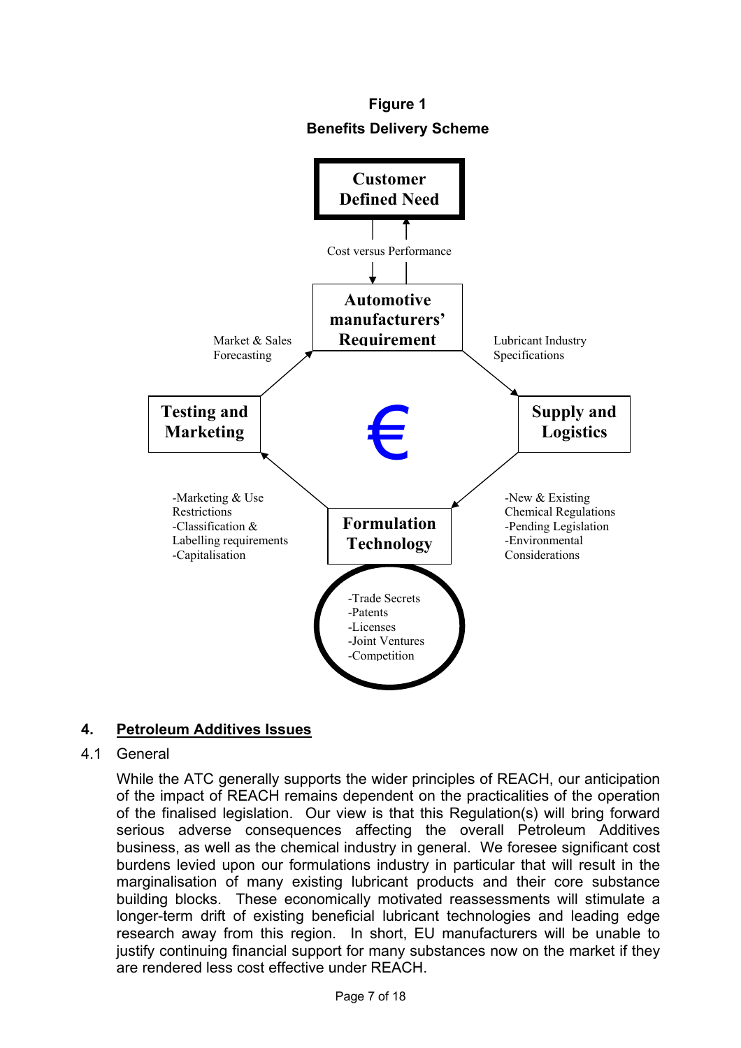**Figure 1**

**Benefits Delivery Scheme**

**Customer Defined Need**

Cost versus Performance

**Automotive manufacturers' Requirement**

Market & Sales Forecasting

Lubricant Industry Specifications

**Testing and Marketing**

€

**Supply and Logistics**

-Marketing & Use Restrictions
-Classification & Labelling requirements
-Capitalisation

**Formulation Technology**

-New & Existing Chemical Regulations
-Pending Legislation
-Environmental Considerations

-Trade Secrets
-Patents
-Licenses
-Joint Ventures
-Competition

## 4. Petroleum Additives Issues

### 4.1 General

While the ATC generally supports the wider principles of REACH, our anticipation of the impact of REACH remains dependent on the practicalities of the operation of the finalised legislation. Our view is that this Regulation(s) will bring forward serious adverse consequences affecting the overall Petroleum Additives business, as well as the chemical industry in general. We foresee significant cost burdens levied upon our formulations industry in particular that will result in the marginalisation of many existing lubricant products and their core substance building blocks. These economically motivated reassessments will stimulate a longer-term drift of existing beneficial lubricant technologies and leading edge research away from this region. In short, EU manufacturers will be unable to justify continuing financial support for many substances now on the market if they are rendered less cost effective under REACH.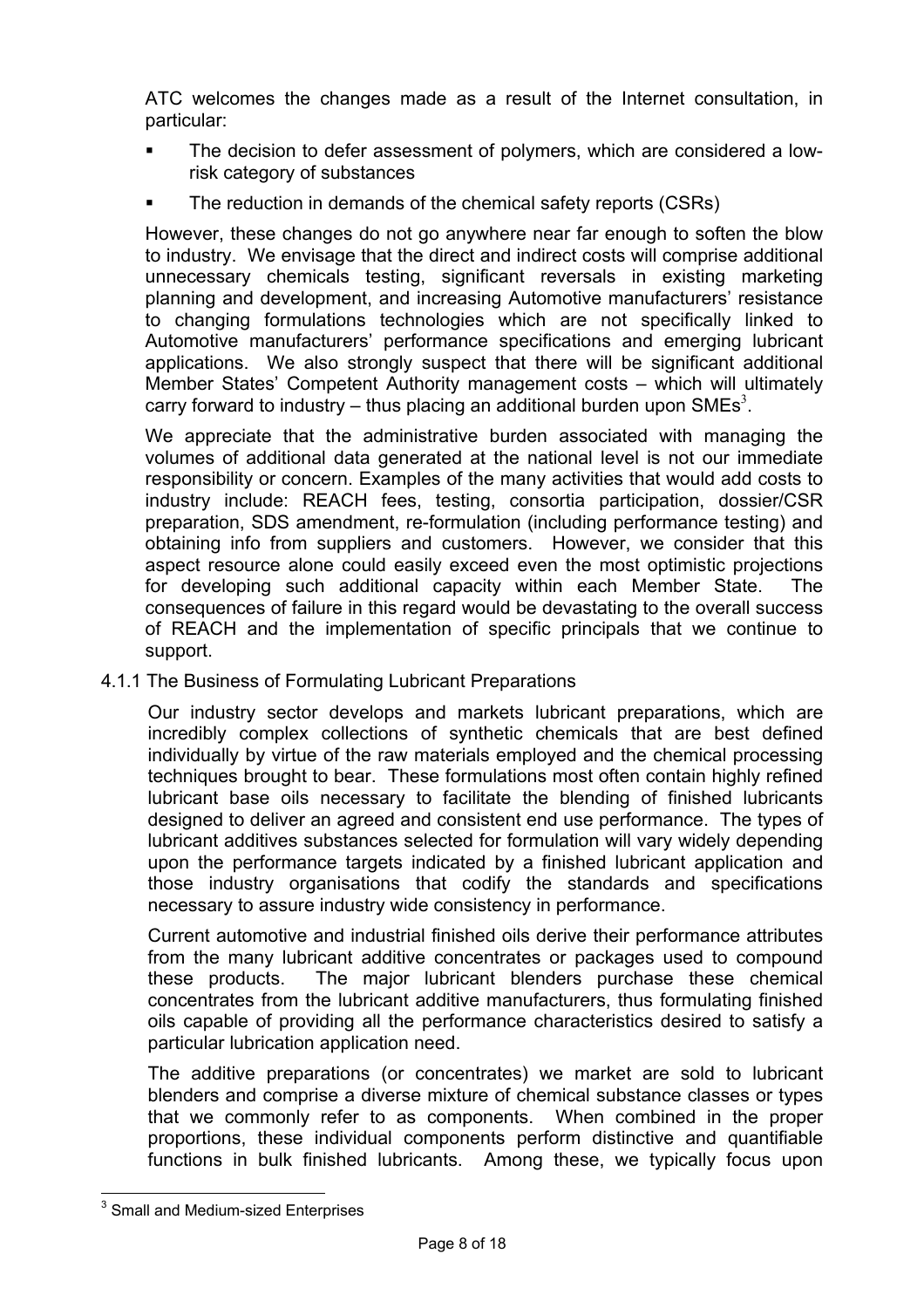ATC welcomes the changes made as a result of the Internet consultation, in particular:

- The decision to defer assessment of polymers, which are considered a low-risk category of substances
- The reduction in demands of the chemical safety reports (CSRs)

However, these changes do not go anywhere near far enough to soften the blow to industry. We envisage that the direct and indirect costs will comprise additional unnecessary chemicals testing, significant reversals in existing marketing planning and development, and increasing Automotive manufacturers' resistance to changing formulations technologies which are not specifically linked to Automotive manufacturers' performance specifications and emerging lubricant applications. We also strongly suspect that there will be significant additional Member States' Competent Authority management costs – which will ultimately carry forward to industry – thus placing an additional burden upon SMEs[3].

We appreciate that the administrative burden associated with managing the volumes of additional data generated at the national level is not our immediate responsibility or concern. Examples of the many activities that would add costs to industry include: REACH fees, testing, consortia participation, dossier/CSR preparation, SDS amendment, re-formulation (including performance testing) and obtaining info from suppliers and customers. However, we consider that this aspect resource alone could easily exceed even the most optimistic projections for developing such additional capacity within each Member State. The consequences of failure in this regard would be devastating to the overall success of REACH and the implementation of specific principals that we continue to support.

4.1.1 The Business of Formulating Lubricant Preparations

Our industry sector develops and markets lubricant preparations, which are incredibly complex collections of synthetic chemicals that are best defined individually by virtue of the raw materials employed and the chemical processing techniques brought to bear. These formulations most often contain highly refined lubricant base oils necessary to facilitate the blending of finished lubricants designed to deliver an agreed and consistent end use performance. The types of lubricant additives substances selected for formulation will vary widely depending upon the performance targets indicated by a finished lubricant application and those industry organisations that codify the standards and specifications necessary to assure industry wide consistency in performance.

Current automotive and industrial finished oils derive their performance attributes from the many lubricant additive concentrates or packages used to compound these products. The major lubricant blenders purchase these chemical concentrates from the lubricant additive manufacturers, thus formulating finished oils capable of providing all the performance characteristics desired to satisfy a particular lubrication application need.

The additive preparations (or concentrates) we market are sold to lubricant blenders and comprise a diverse mixture of chemical substance classes or types that we commonly refer to as components. When combined in the proper proportions, these individual components perform distinctive and quantifiable functions in bulk finished lubricants. Among these, we typically focus upon

[3] Small and Medium-sized Enterprises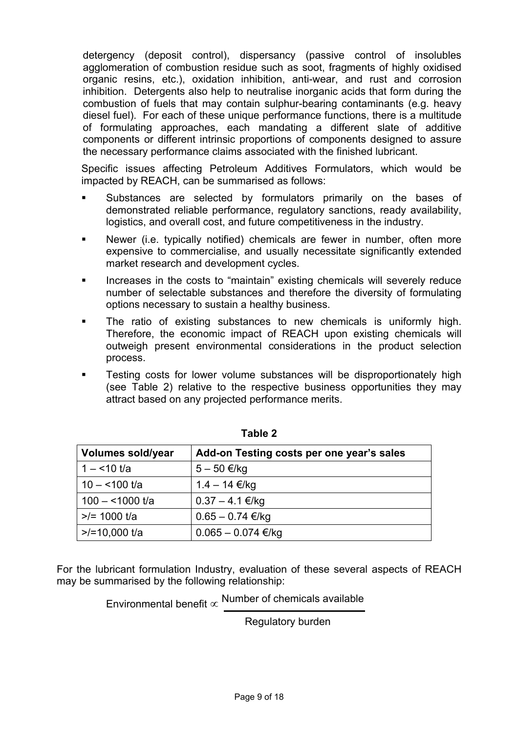detergency (deposit control), dispersancy (passive control of insolubles agglomeration of combustion residue such as soot, fragments of highly oxidised organic resins, etc.), oxidation inhibition, anti-wear, and rust and corrosion inhibition. Detergents also help to neutralise inorganic acids that form during the combustion of fuels that may contain sulphur-bearing contaminants (e.g. heavy diesel fuel). For each of these unique performance functions, there is a multitude of formulating approaches, each mandating a different slate of additive components or different intrinsic proportions of components designed to assure the necessary performance claims associated with the finished lubricant.

Specific issues affecting Petroleum Additives Formulators, which would be impacted by REACH, can be summarised as follows:

- Substances are selected by formulators primarily on the bases of demonstrated reliable performance, regulatory sanctions, ready availability, logistics, and overall cost, and future competitiveness in the industry.
- Newer (i.e. typically notified) chemicals are fewer in number, often more expensive to commercialise, and usually necessitate significantly extended market research and development cycles.
- Increases in the costs to "maintain" existing chemicals will severely reduce number of selectable substances and therefore the diversity of formulating options necessary to sustain a healthy business.
- The ratio of existing substances to new chemicals is uniformly high. Therefore, the economic impact of REACH upon existing chemicals will outweigh present environmental considerations in the product selection process.
- Testing costs for lower volume substances will be disproportionately high (see Table 2) relative to the respective business opportunities they may attract based on any projected performance merits.

**Table 2**

| Volumes sold/year | Add-on Testing costs per one year's sales |
|---|---|
| 1 – <10 t/a | 5 – 50 €/kg |
| 10 – <100 t/a | 1.4 – 14 €/kg |
| 100 – <1000 t/a | 0.37 – 4.1 €/kg |
| >/= 1000 t/a | 0.65 – 0.74 €/kg |
| >/=10,000 t/a | 0.065 – 0.074 €/kg |

For the lubricant formulation Industry, evaluation of these several aspects of REACH may be summarised by the following relationship:

$$\text{Environmental benefit} \propto \frac{\text{Number of chemicals available}}{\text{Regulatory burden}}$$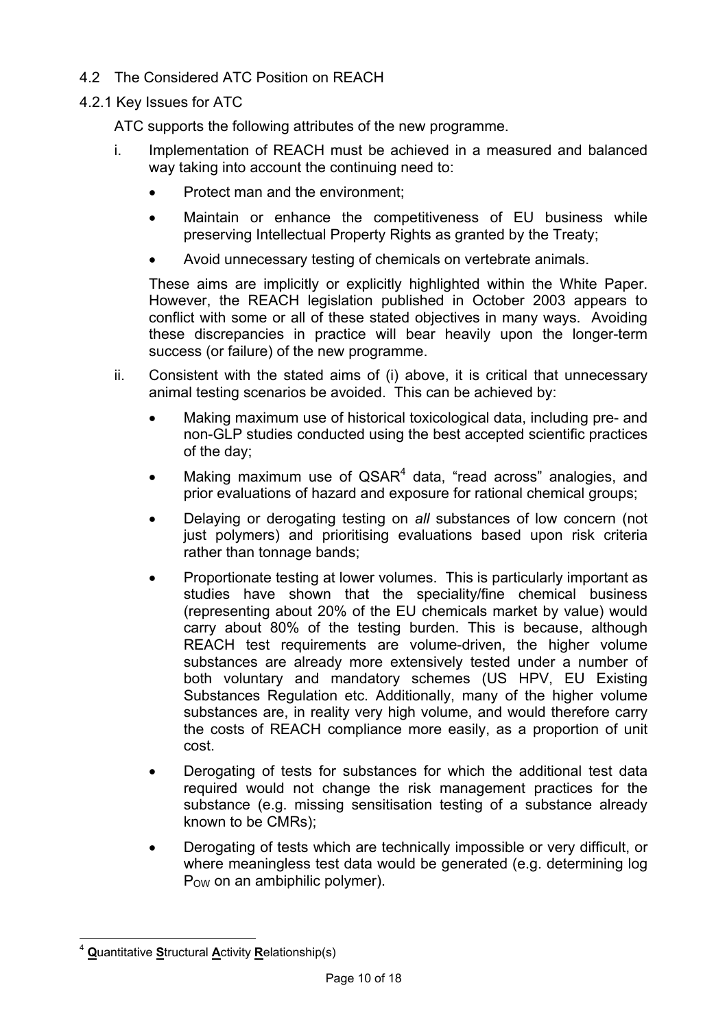## 4.2 The Considered ATC Position on REACH

### 4.2.1 Key Issues for ATC

ATC supports the following attributes of the new programme.

i. Implementation of REACH must be achieved in a measured and balanced way taking into account the continuing need to:

   - Protect man and the environment;
   - Maintain or enhance the competitiveness of EU business while preserving Intellectual Property Rights as granted by the Treaty;
   - Avoid unnecessary testing of chemicals on vertebrate animals.

   These aims are implicitly or explicitly highlighted within the White Paper. However, the REACH legislation published in October 2003 appears to conflict with some or all of these stated objectives in many ways. Avoiding these discrepancies in practice will bear heavily upon the longer-term success (or failure) of the new programme.

ii. Consistent with the stated aims of (i) above, it is critical that unnecessary animal testing scenarios be avoided. This can be achieved by:

   - Making maximum use of historical toxicological data, including pre- and non-GLP studies conducted using the best accepted scientific practices of the day;
   - Making maximum use of QSAR[4] data, "read across" analogies, and prior evaluations of hazard and exposure for rational chemical groups;
   - Delaying or derogating testing on *all* substances of low concern (not just polymers) and prioritising evaluations based upon risk criteria rather than tonnage bands;
   - Proportionate testing at lower volumes. This is particularly important as studies have shown that the speciality/fine chemical business (representing about 20% of the EU chemicals market by value) would carry about 80% of the testing burden. This is because, although REACH test requirements are volume-driven, the higher volume substances are already more extensively tested under a number of both voluntary and mandatory schemes (US HPV, EU Existing Substances Regulation etc. Additionally, many of the higher volume substances are, in reality very high volume, and would therefore carry the costs of REACH compliance more easily, as a proportion of unit cost.
   - Derogating of tests for substances for which the additional test data required would not change the risk management practices for the substance (e.g. missing sensitisation testing of a substance already known to be CMRs);
   - Derogating of tests which are technically impossible or very difficult, or where meaningless test data would be generated (e.g. determining log $P_{OW}$ on an ambiphilic polymer).

[4] **Q**uantitative **S**tructural **A**ctivity **R**elationship(s)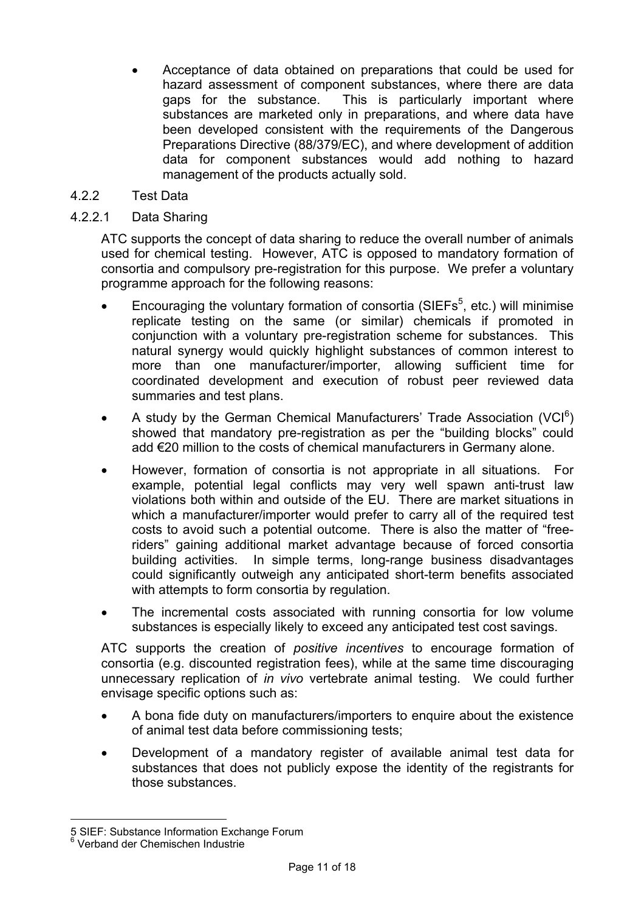- Acceptance of data obtained on preparations that could be used for hazard assessment of component substances, where there are data gaps for the substance. This is particularly important where substances are marketed only in preparations, and where data have been developed consistent with the requirements of the Dangerous Preparations Directive (88/379/EC), and where development of addition data for component substances would add nothing to hazard management of the products actually sold.

### 4.2.2 Test Data

#### 4.2.2.1 Data Sharing

ATC supports the concept of data sharing to reduce the overall number of animals used for chemical testing. However, ATC is opposed to mandatory formation of consortia and compulsory pre-registration for this purpose. We prefer a voluntary programme approach for the following reasons:

- Encouraging the voluntary formation of consortia (SIEFs[5], etc.) will minimise replicate testing on the same (or similar) chemicals if promoted in conjunction with a voluntary pre-registration scheme for substances. This natural synergy would quickly highlight substances of common interest to more than one manufacturer/importer, allowing sufficient time for coordinated development and execution of robust peer reviewed data summaries and test plans.
- A study by the German Chemical Manufacturers' Trade Association (VCI[6]) showed that mandatory pre-registration as per the "building blocks" could add €20 million to the costs of chemical manufacturers in Germany alone.
- However, formation of consortia is not appropriate in all situations. For example, potential legal conflicts may very well spawn anti-trust law violations both within and outside of the EU. There are market situations in which a manufacturer/importer would prefer to carry all of the required test costs to avoid such a potential outcome. There is also the matter of "free-riders" gaining additional market advantage because of forced consortia building activities. In simple terms, long-range business disadvantages could significantly outweigh any anticipated short-term benefits associated with attempts to form consortia by regulation.
- The incremental costs associated with running consortia for low volume substances is especially likely to exceed any anticipated test cost savings.

ATC supports the creation of *positive incentives* to encourage formation of consortia (e.g. discounted registration fees), while at the same time discouraging unnecessary replication of *in vivo* vertebrate animal testing. We could further envisage specific options such as:

- A bona fide duty on manufacturers/importers to enquire about the existence of animal test data before commissioning tests;
- Development of a mandatory register of available animal test data for substances that does not publicly expose the identity of the registrants for those substances.

---

5 SIEF: Substance Information Exchange Forum

6 Verband der Chemischen Industrie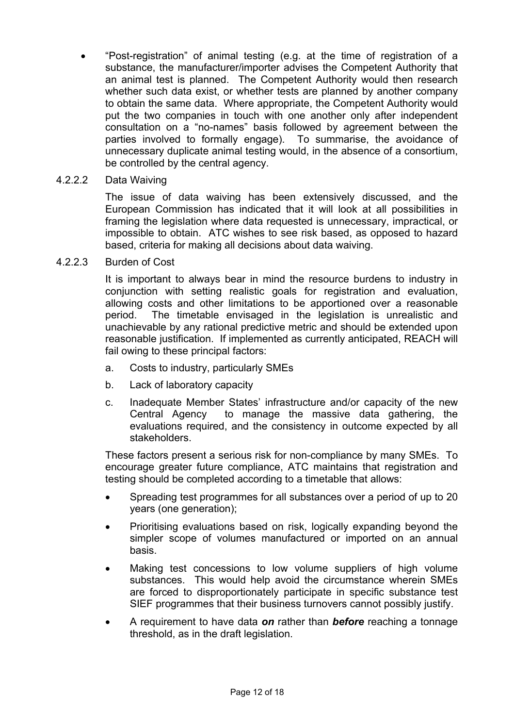- "Post-registration" of animal testing (e.g. at the time of registration of a substance, the manufacturer/importer advises the Competent Authority that an animal test is planned. The Competent Authority would then research whether such data exist, or whether tests are planned by another company to obtain the same data. Where appropriate, the Competent Authority would put the two companies in touch with one another only after independent consultation on a "no-names" basis followed by agreement between the parties involved to formally engage). To summarise, the avoidance of unnecessary duplicate animal testing would, in the absence of a consortium, be controlled by the central agency.

#### 4.2.2.2 Data Waiving

The issue of data waiving has been extensively discussed, and the European Commission has indicated that it will look at all possibilities in framing the legislation where data requested is unnecessary, impractical, or impossible to obtain. ATC wishes to see risk based, as opposed to hazard based, criteria for making all decisions about data waiving.

#### 4.2.2.3 Burden of Cost

It is important to always bear in mind the resource burdens to industry in conjunction with setting realistic goals for registration and evaluation, allowing costs and other limitations to be apportioned over a reasonable period. The timetable envisaged in the legislation is unrealistic and unachievable by any rational predictive metric and should be extended upon reasonable justification. If implemented as currently anticipated, REACH will fail owing to these principal factors:

a. Costs to industry, particularly SMEs

b. Lack of laboratory capacity

c. Inadequate Member States' infrastructure and/or capacity of the new Central Agency to manage the massive data gathering, the evaluations required, and the consistency in outcome expected by all stakeholders.

These factors present a serious risk for non-compliance by many SMEs. To encourage greater future compliance, ATC maintains that registration and testing should be completed according to a timetable that allows:

- Spreading test programmes for all substances over a period of up to 20 years (one generation);
- Prioritising evaluations based on risk, logically expanding beyond the simpler scope of volumes manufactured or imported on an annual basis.
- Making test concessions to low volume suppliers of high volume substances. This would help avoid the circumstance wherein SMEs are forced to disproportionately participate in specific substance test SIEF programmes that their business turnovers cannot possibly justify.
- A requirement to have data ***on*** rather than ***before*** reaching a tonnage threshold, as in the draft legislation.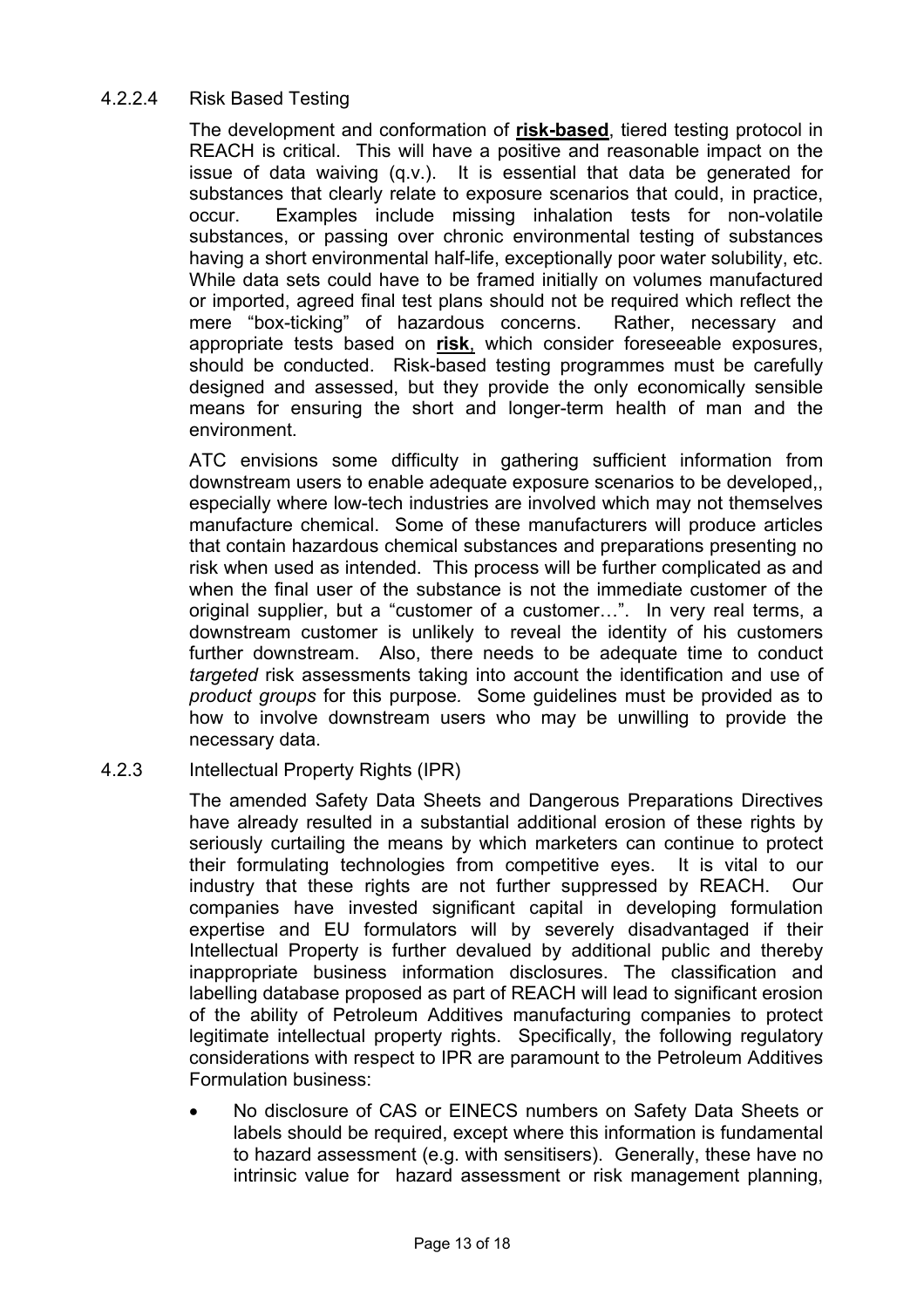#### 4.2.2.4 Risk Based Testing

The development and conformation of **risk-based**, tiered testing protocol in REACH is critical. This will have a positive and reasonable impact on the issue of data waiving (q.v.). It is essential that data be generated for substances that clearly relate to exposure scenarios that could, in practice, occur. Examples include missing inhalation tests for non-volatile substances, or passing over chronic environmental testing of substances having a short environmental half-life, exceptionally poor water solubility, etc. While data sets could have to be framed initially on volumes manufactured or imported, agreed final test plans should not be required which reflect the mere "box-ticking" of hazardous concerns. Rather, necessary and appropriate tests based on **risk**, which consider foreseeable exposures, should be conducted. Risk-based testing programmes must be carefully designed and assessed, but they provide the only economically sensible means for ensuring the short and longer-term health of man and the environment.

ATC envisions some difficulty in gathering sufficient information from downstream users to enable adequate exposure scenarios to be developed,, especially where low-tech industries are involved which may not themselves manufacture chemical. Some of these manufacturers will produce articles that contain hazardous chemical substances and preparations presenting no risk when used as intended. This process will be further complicated as and when the final user of the substance is not the immediate customer of the original supplier, but a "customer of a customer…". In very real terms, a downstream customer is unlikely to reveal the identity of his customers further downstream. Also, there needs to be adequate time to conduct *targeted* risk assessments taking into account the identification and use of *product groups* for this purpose. Some guidelines must be provided as to how to involve downstream users who may be unwilling to provide the necessary data.

### 4.2.3 Intellectual Property Rights (IPR)

The amended Safety Data Sheets and Dangerous Preparations Directives have already resulted in a substantial additional erosion of these rights by seriously curtailing the means by which marketers can continue to protect their formulating technologies from competitive eyes. It is vital to our industry that these rights are not further suppressed by REACH. Our companies have invested significant capital in developing formulation expertise and EU formulators will by severely disadvantaged if their Intellectual Property is further devalued by additional public and thereby inappropriate business information disclosures. The classification and labelling database proposed as part of REACH will lead to significant erosion of the ability of Petroleum Additives manufacturing companies to protect legitimate intellectual property rights. Specifically, the following regulatory considerations with respect to IPR are paramount to the Petroleum Additives Formulation business:

- No disclosure of CAS or EINECS numbers on Safety Data Sheets or labels should be required, except where this information is fundamental to hazard assessment (e.g. with sensitisers). Generally, these have no intrinsic value for hazard assessment or risk management planning,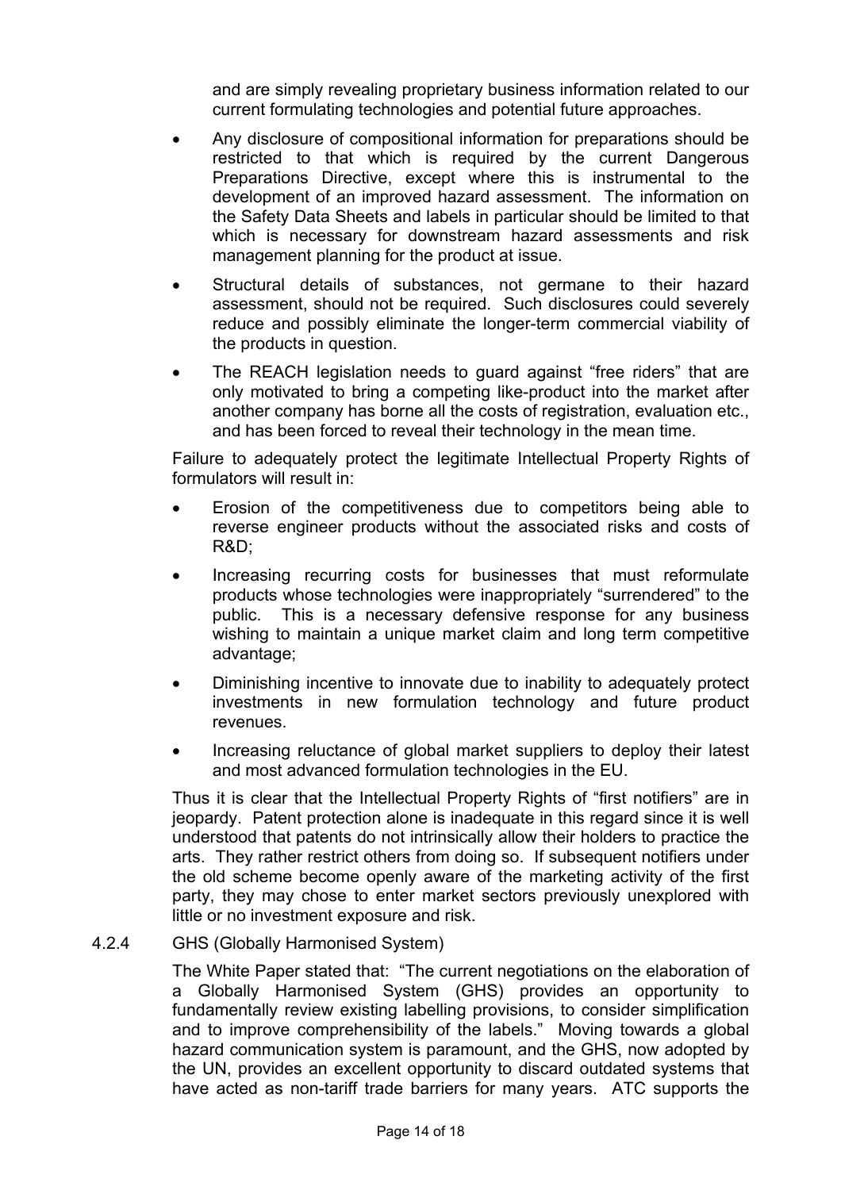and are simply revealing proprietary business information related to our current formulating technologies and potential future approaches.

- Any disclosure of compositional information for preparations should be restricted to that which is required by the current Dangerous Preparations Directive, except where this is instrumental to the development of an improved hazard assessment. The information on the Safety Data Sheets and labels in particular should be limited to that which is necessary for downstream hazard assessments and risk management planning for the product at issue.
- Structural details of substances, not germane to their hazard assessment, should not be required. Such disclosures could severely reduce and possibly eliminate the longer-term commercial viability of the products in question.
- The REACH legislation needs to guard against "free riders" that are only motivated to bring a competing like-product into the market after another company has borne all the costs of registration, evaluation etc., and has been forced to reveal their technology in the mean time.

Failure to adequately protect the legitimate Intellectual Property Rights of formulators will result in:

- Erosion of the competitiveness due to competitors being able to reverse engineer products without the associated risks and costs of R&D;
- Increasing recurring costs for businesses that must reformulate products whose technologies were inappropriately "surrendered" to the public. This is a necessary defensive response for any business wishing to maintain a unique market claim and long term competitive advantage;
- Diminishing incentive to innovate due to inability to adequately protect investments in new formulation technology and future product revenues.
- Increasing reluctance of global market suppliers to deploy their latest and most advanced formulation technologies in the EU.

Thus it is clear that the Intellectual Property Rights of "first notifiers" are in jeopardy. Patent protection alone is inadequate in this regard since it is well understood that patents do not intrinsically allow their holders to practice the arts. They rather restrict others from doing so. If subsequent notifiers under the old scheme become openly aware of the marketing activity of the first party, they may chose to enter market sectors previously unexplored with little or no investment exposure and risk.

#### 4.2.4 GHS (Globally Harmonised System)

The White Paper stated that: "The current negotiations on the elaboration of a Globally Harmonised System (GHS) provides an opportunity to fundamentally review existing labelling provisions, to consider simplification and to improve comprehensibility of the labels." Moving towards a global hazard communication system is paramount, and the GHS, now adopted by the UN, provides an excellent opportunity to discard outdated systems that have acted as non-tariff trade barriers for many years. ATC supports the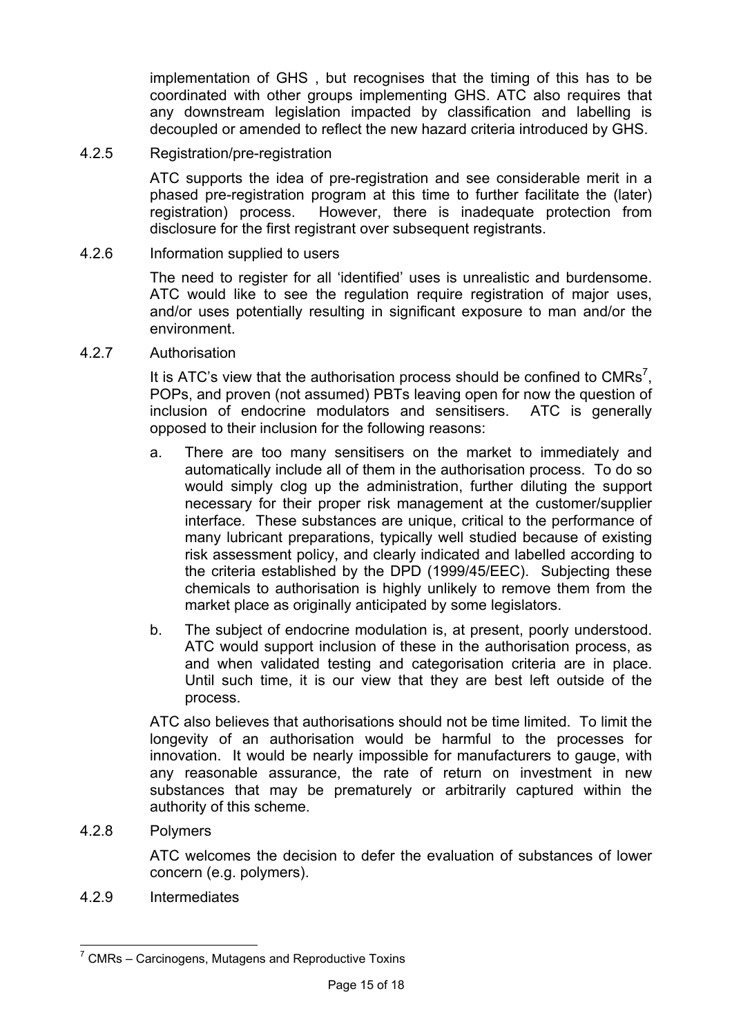implementation of GHS , but recognises that the timing of this has to be coordinated with other groups implementing GHS. ATC also requires that any downstream legislation impacted by classification and labelling is decoupled or amended to reflect the new hazard criteria introduced by GHS.

#### 4.2.5 Registration/pre-registration

ATC supports the idea of pre-registration and see considerable merit in a phased pre-registration program at this time to further facilitate the (later) registration) process. However, there is inadequate protection from disclosure for the first registrant over subsequent registrants.

#### 4.2.6 Information supplied to users

The need to register for all 'identified' uses is unrealistic and burdensome. ATC would like to see the regulation require registration of major uses, and/or uses potentially resulting in significant exposure to man and/or the environment.

#### 4.2.7 Authorisation

It is ATC's view that the authorisation process should be confined to CMRs[7], POPs, and proven (not assumed) PBTs leaving open for now the question of inclusion of endocrine modulators and sensitisers. ATC is generally opposed to their inclusion for the following reasons:

a. There are too many sensitisers on the market to immediately and automatically include all of them in the authorisation process. To do so would simply clog up the administration, further diluting the support necessary for their proper risk management at the customer/supplier interface. These substances are unique, critical to the performance of many lubricant preparations, typically well studied because of existing risk assessment policy, and clearly indicated and labelled according to the criteria established by the DPD (1999/45/EEC). Subjecting these chemicals to authorisation is highly unlikely to remove them from the market place as originally anticipated by some legislators.

b. The subject of endocrine modulation is, at present, poorly understood. ATC would support inclusion of these in the authorisation process, as and when validated testing and categorisation criteria are in place. Until such time, it is our view that they are best left outside of the process.

ATC also believes that authorisations should not be time limited. To limit the longevity of an authorisation would be harmful to the processes for innovation. It would be nearly impossible for manufacturers to gauge, with any reasonable assurance, the rate of return on investment in new substances that may be prematurely or arbitrarily captured within the authority of this scheme.

#### 4.2.8 Polymers

ATC welcomes the decision to defer the evaluation of substances of lower concern (e.g. polymers).

#### 4.2.9 Intermediates

---

[7] CMRs – Carcinogens, Mutagens and Reproductive Toxins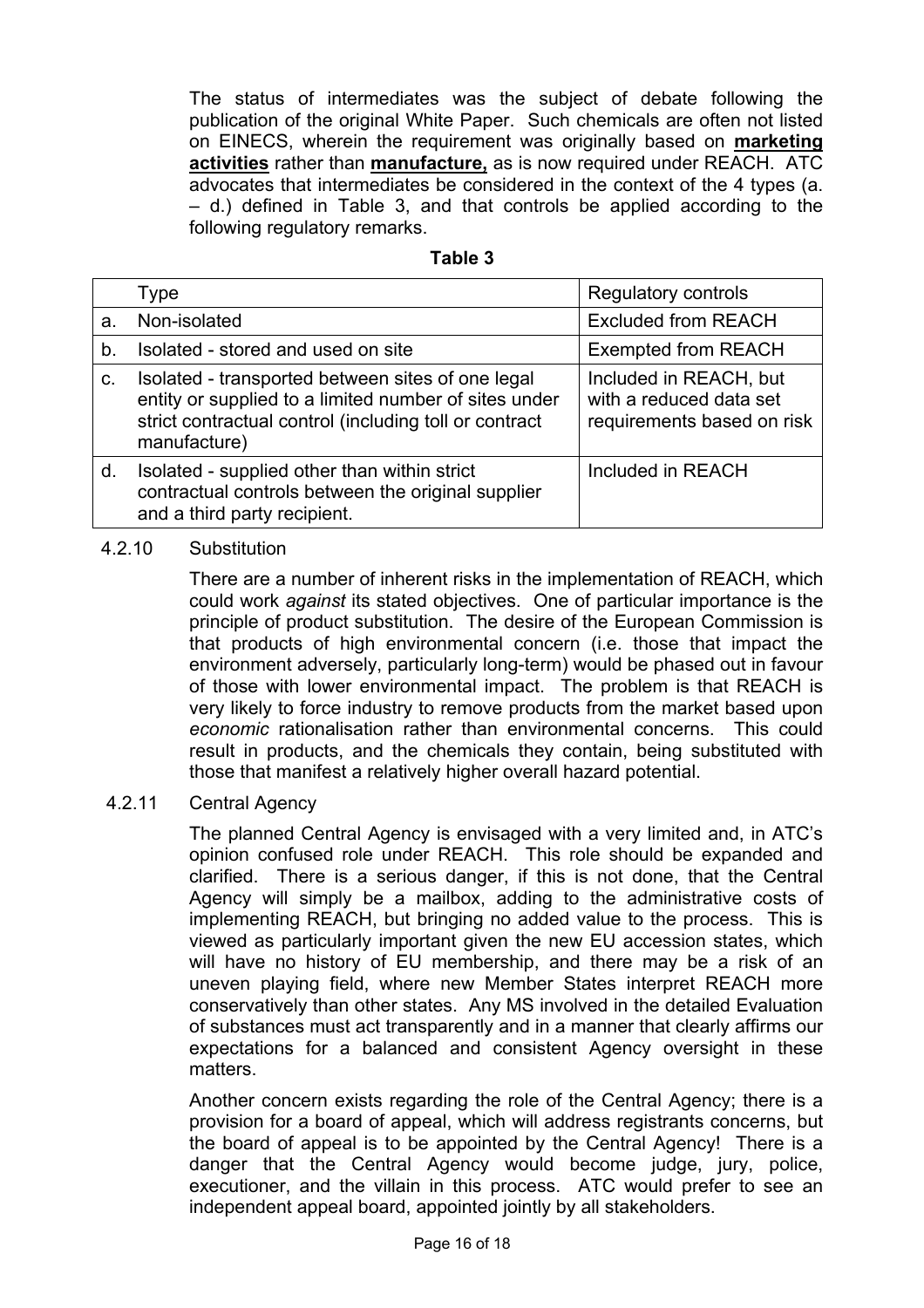The status of intermediates was the subject of debate following the publication of the original White Paper. Such chemicals are often not listed on EINECS, wherein the requirement was originally based on **marketing activities** rather than **manufacture,** as is now required under REACH. ATC advocates that intermediates be considered in the context of the 4 types (a. – d.) defined in Table 3, and that controls be applied according to the following regulatory remarks.

**Table 3**

| | Type | Regulatory controls |
|---|---|---|
| a. | Non-isolated | Excluded from REACH |
| b. | Isolated - stored and used on site | Exempted from REACH |
| c. | Isolated - transported between sites of one legal entity or supplied to a limited number of sites under strict contractual control (including toll or contract manufacture) | Included in REACH, but with a reduced data set requirements based on risk |
| d. | Isolated - supplied other than within strict contractual controls between the original supplier and a third party recipient. | Included in REACH |

4.2.10 Substitution

There are a number of inherent risks in the implementation of REACH, which could work *against* its stated objectives. One of particular importance is the principle of product substitution. The desire of the European Commission is that products of high environmental concern (i.e. those that impact the environment adversely, particularly long-term) would be phased out in favour of those with lower environmental impact. The problem is that REACH is very likely to force industry to remove products from the market based upon *economic* rationalisation rather than environmental concerns. This could result in products, and the chemicals they contain, being substituted with those that manifest a relatively higher overall hazard potential.

4.2.11 Central Agency

The planned Central Agency is envisaged with a very limited and, in ATC's opinion confused role under REACH. This role should be expanded and clarified. There is a serious danger, if this is not done, that the Central Agency will simply be a mailbox, adding to the administrative costs of implementing REACH, but bringing no added value to the process. This is viewed as particularly important given the new EU accession states, which will have no history of EU membership, and there may be a risk of an uneven playing field, where new Member States interpret REACH more conservatively than other states. Any MS involved in the detailed Evaluation of substances must act transparently and in a manner that clearly affirms our expectations for a balanced and consistent Agency oversight in these matters.

Another concern exists regarding the role of the Central Agency; there is a provision for a board of appeal, which will address registrants concerns, but the board of appeal is to be appointed by the Central Agency! There is a danger that the Central Agency would become judge, jury, police, executioner, and the villain in this process. ATC would prefer to see an independent appeal board, appointed jointly by all stakeholders.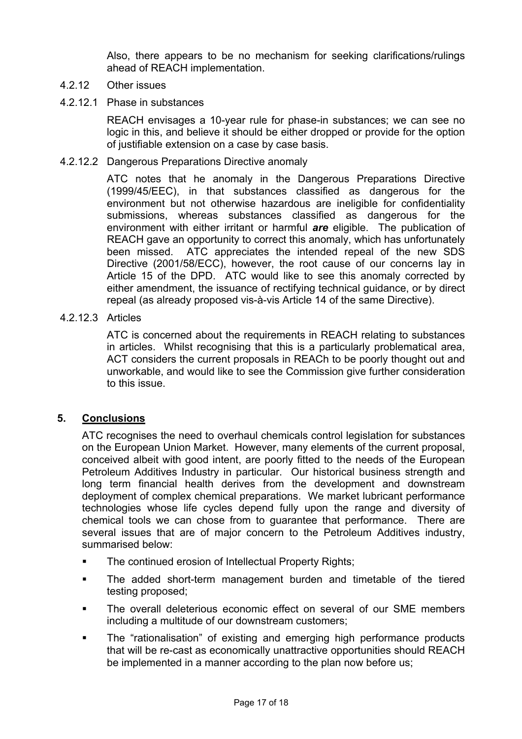Also, there appears to be no mechanism for seeking clarifications/rulings ahead of REACH implementation.

4.2.12 Other issues

4.2.12.1 Phase in substances

REACH envisages a 10-year rule for phase-in substances; we can see no logic in this, and believe it should be either dropped or provide for the option of justifiable extension on a case by case basis.

4.2.12.2 Dangerous Preparations Directive anomaly

ATC notes that he anomaly in the Dangerous Preparations Directive (1999/45/EEC), in that substances classified as dangerous for the environment but not otherwise hazardous are ineligible for confidentiality submissions, whereas substances classified as dangerous for the environment with either irritant or harmful ***are*** eligible. The publication of REACH gave an opportunity to correct this anomaly, which has unfortunately been missed. ATC appreciates the intended repeal of the new SDS Directive (2001/58/ECC), however, the root cause of our concerns lay in Article 15 of the DPD. ATC would like to see this anomaly corrected by either amendment, the issuance of rectifying technical guidance, or by direct repeal (as already proposed vis-à-vis Article 14 of the same Directive).

4.2.12.3 Articles

ATC is concerned about the requirements in REACH relating to substances in articles. Whilst recognising that this is a particularly problematical area, ACT considers the current proposals in REACh to be poorly thought out and unworkable, and would like to see the Commission give further consideration to this issue.

## 5. Conclusions

ATC recognises the need to overhaul chemicals control legislation for substances on the European Union Market. However, many elements of the current proposal, conceived albeit with good intent, are poorly fitted to the needs of the European Petroleum Additives Industry in particular. Our historical business strength and long term financial health derives from the development and downstream deployment of complex chemical preparations. We market lubricant performance technologies whose life cycles depend fully upon the range and diversity of chemical tools we can chose from to guarantee that performance. There are several issues that are of major concern to the Petroleum Additives industry, summarised below:

- The continued erosion of Intellectual Property Rights;
- The added short-term management burden and timetable of the tiered testing proposed;
- The overall deleterious economic effect on several of our SME members including a multitude of our downstream customers;
- The "rationalisation" of existing and emerging high performance products that will be re-cast as economically unattractive opportunities should REACH be implemented in a manner according to the plan now before us;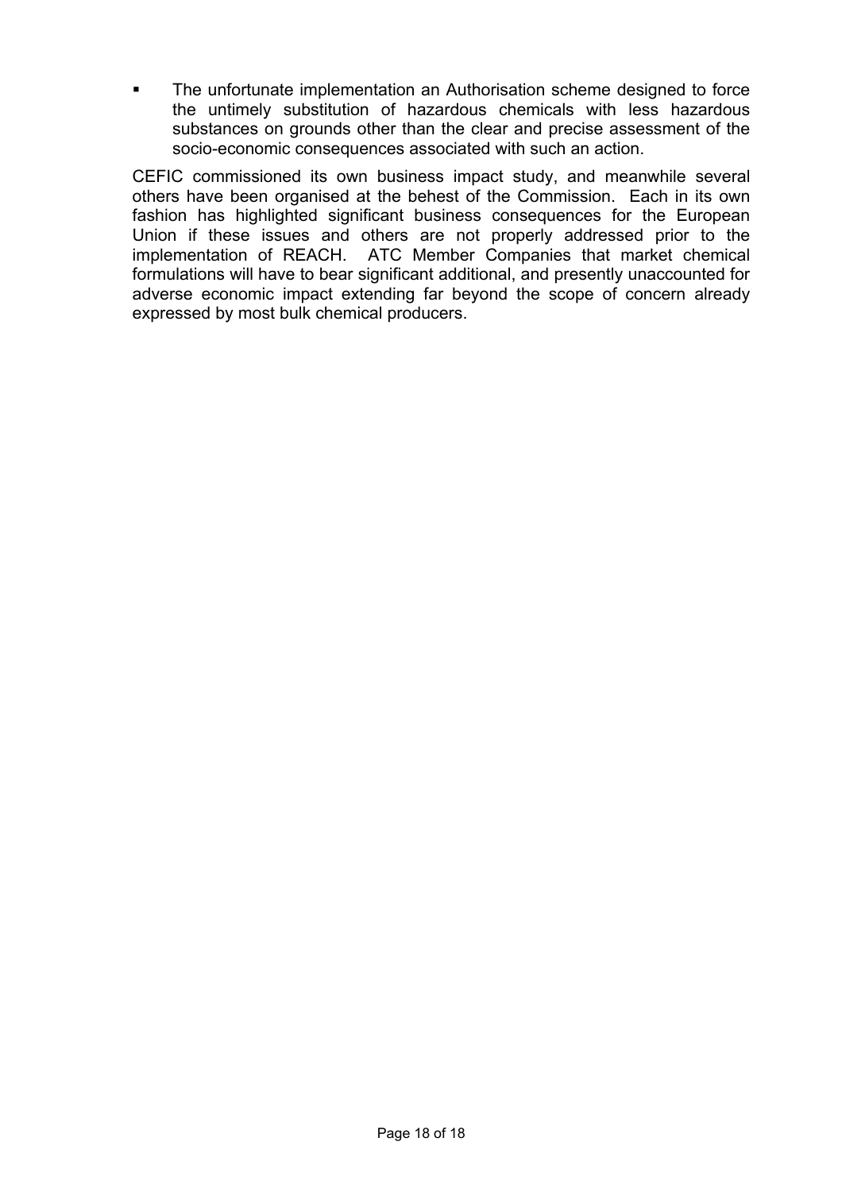- The unfortunate implementation an Authorisation scheme designed to force the untimely substitution of hazardous chemicals with less hazardous substances on grounds other than the clear and precise assessment of the socio-economic consequences associated with such an action.

CEFIC commissioned its own business impact study, and meanwhile several others have been organised at the behest of the Commission. Each in its own fashion has highlighted significant business consequences for the European Union if these issues and others are not properly addressed prior to the implementation of REACH. ATC Member Companies that market chemical formulations will have to bear significant additional, and presently unaccounted for adverse economic impact extending far beyond the scope of concern already expressed by most bulk chemical producers.